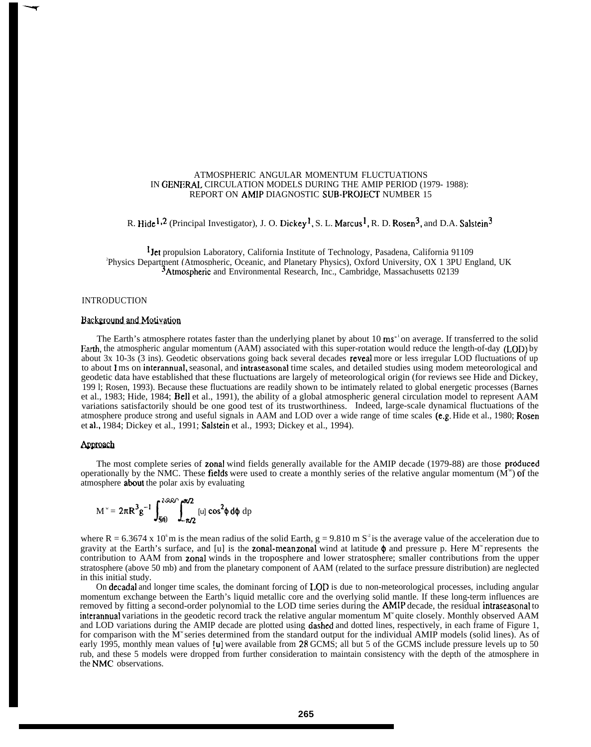# ATMOSPHERIC ANGULAR MOMENTUM FLUCTUATIONS IN GENERAL CIRCULATION MODELS DURING THE AMIP PERIOD (1979- 1988): REPORT ON AMIP DIAGNOSTIC SUB-PROJECT NUMBER 15

R. Hide[1,2] (Principal Investigator), J. O. Dickey[1], S. L. Marcus[1], R. D. Rosen[3], and D.A. Salstein[3]

[1]Jet propulsion Laboratory, California Institute of Technology, Pasadena, California 91109
[2]Physics Department (Atmospheric, Oceanic, and Planetary Physics), Oxford University, OX 1 3PU England, UK
[3]Atmospheric and Environmental Research, Inc., Cambridge, Massachusetts 02139

## INTRODUCTION

### Background and Motivation

The Earth's atmosphere rotates faster than the underlying planet by about 10 $ms^{-1}$ on average. If transferred to the solid Earth, the atmospheric angular momentum (AAM) associated with this super-rotation would reduce the length-of-day (LOD) by about 3x 10-3s (3 ms). Geodetic observations going back several decades reveal more or less irregular LOD fluctuations of up to about 1 ms on interannual, seasonal, and intraseasonal time scales, and detailed studies using modem meteorological and geodetic data have established that these fluctuations are largely of meteorological origin (for reviews see Hide and Dickey, 1991; Rosen, 1993). Because these fluctuations are readily shown to be intimately related to global energetic processes (Barnes et al., 1983; Hide, 1984; Bell et al., 1991), the ability of a global atmospheric general circulation model to represent AAM variations satisfactorily should be one good test of its trustworthiness. Indeed, large-scale dynamical fluctuations of the atmosphere produce strong and useful signals in AAM and LOD over a wide range of time scales (e.g. Hide et al., 1980; Rosen et al., 1984; Dickey et al., 1991; Salstein et al., 1993; Dickey et al., 1994).

### Approach

The most complete series of zonal wind fields generally available for the AMIP decade (1979-88) are those produced operationally by the NMC. These fields were used to create a monthly series of the relative angular momentum ($M^w$) of the atmosphere about the polar axis by evaluating

$$M^w = 2\pi R^3 g^{-1} \int_{50}^{1000} \int_{-\pi/2}^{\pi/2} [u] \cos^2\phi \, d\phi \, dp$$

where R = 6.3674 x $10^6$ m is the mean radius of the solid Earth, g = 9.810 m $S^{-2}$ is the average value of the acceleration due to gravity at the Earth's surface, and [u] is the zonal-mean zonal wind at latitude $\phi$ and pressure p. Here $M^w$ represents the contribution to AAM from zonal winds in the troposphere and lower stratosphere; smaller contributions from the upper stratosphere (above 50 mb) and from the planetary component of AAM (related to the surface pressure distribution) are neglected in this initial study.

On decadal and longer time scales, the dominant forcing of LOD is due to non-meteorological processes, including angular momentum exchange between the Earth's liquid metallic core and the overlying solid mantle. If these long-term influences are removed by fitting a second-order polynomial to the LOD time series during the AMIP decade, the residual intraseasonal to interannual variations in the geodetic record track the relative angular momentum $M^w$ quite closely. Monthly observed AAM and LOD variations during the AMIP decade are plotted using dashed and dotted lines, respectively, in each frame of Figure 1, for comparison with the $M^w$ series determined from the standard output for the individual AMIP models (solid lines). As of early 1995, monthly mean values of [u] were available from 28 GCMS; all but 5 of the GCMS include pressure levels up to 50 rub, and these 5 models were dropped from further consideration to maintain consistency with the depth of the atmosphere in the NMC observations.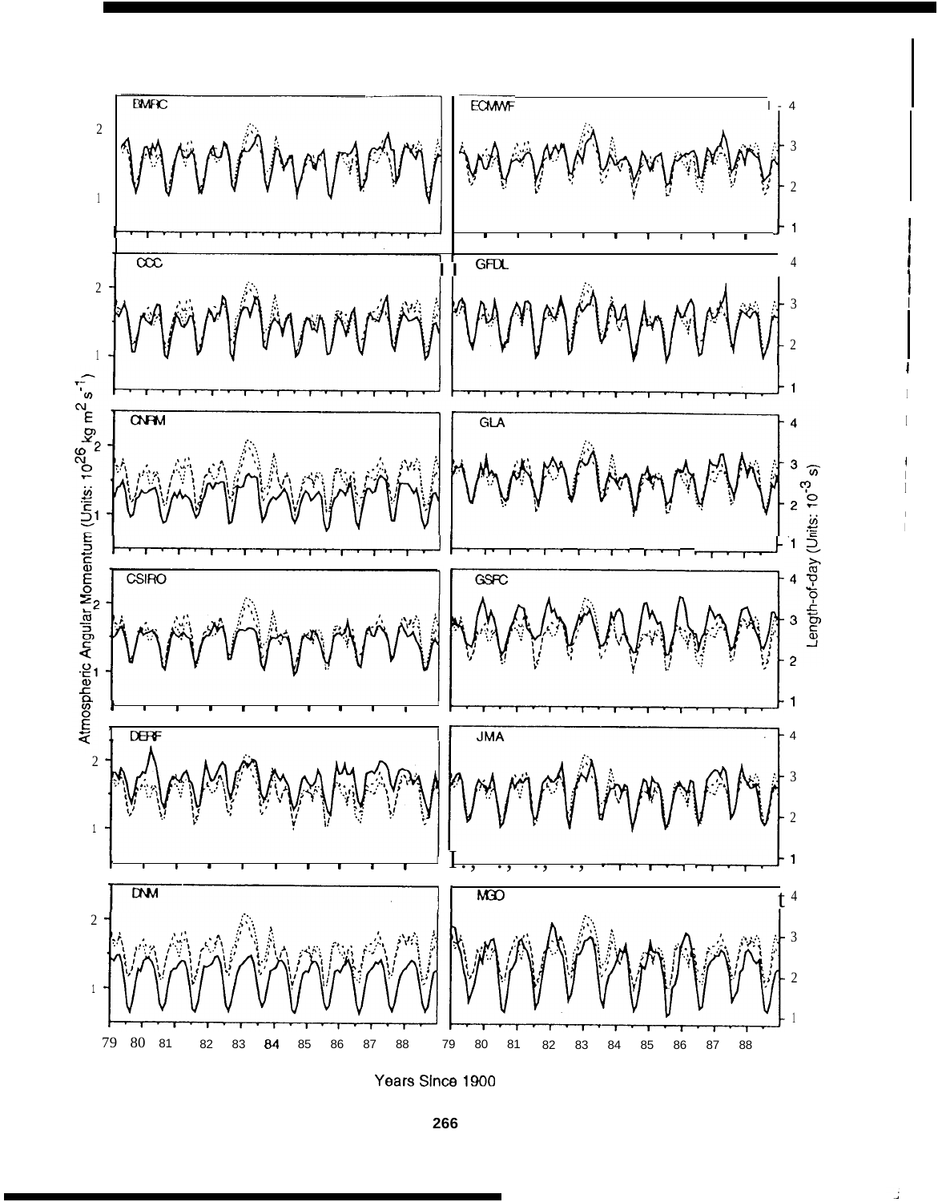BMRC | ECMWF

CCC | GFDL

CNRM | GLA

CSIRO | GSFC

DERF | JMA

DNM | MGO

Atmospheric Angular Momentum (Units: $10^{26}$ kg m$^2$ s$^{-1}$)

Length-of-day (Units: $10^{-3}$ s)

79 80 81 82 83 84 85 86 87 88

Years Since 1900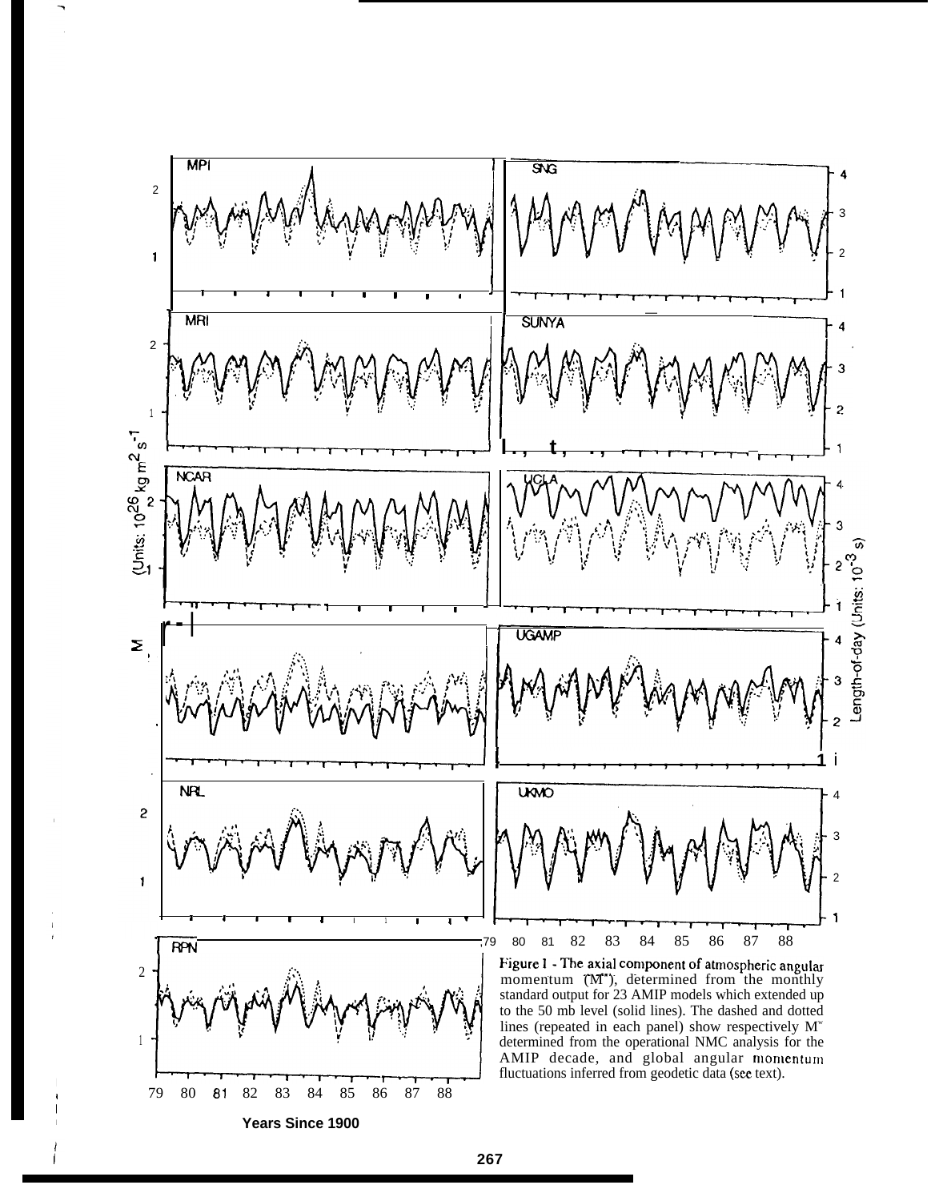Figure 1 - The axial component of atmospheric angular momentum ($M^w$), determined from the monthly standard output for 23 AMIP models which extended up to the 50 mb level (solid lines). The dashed and dotted lines (repeated in each panel) show respectively $M^w$ determined from the operational NMC analysis for the AMIP decade, and global angular momentum fluctuations inferred from geodetic data (see text).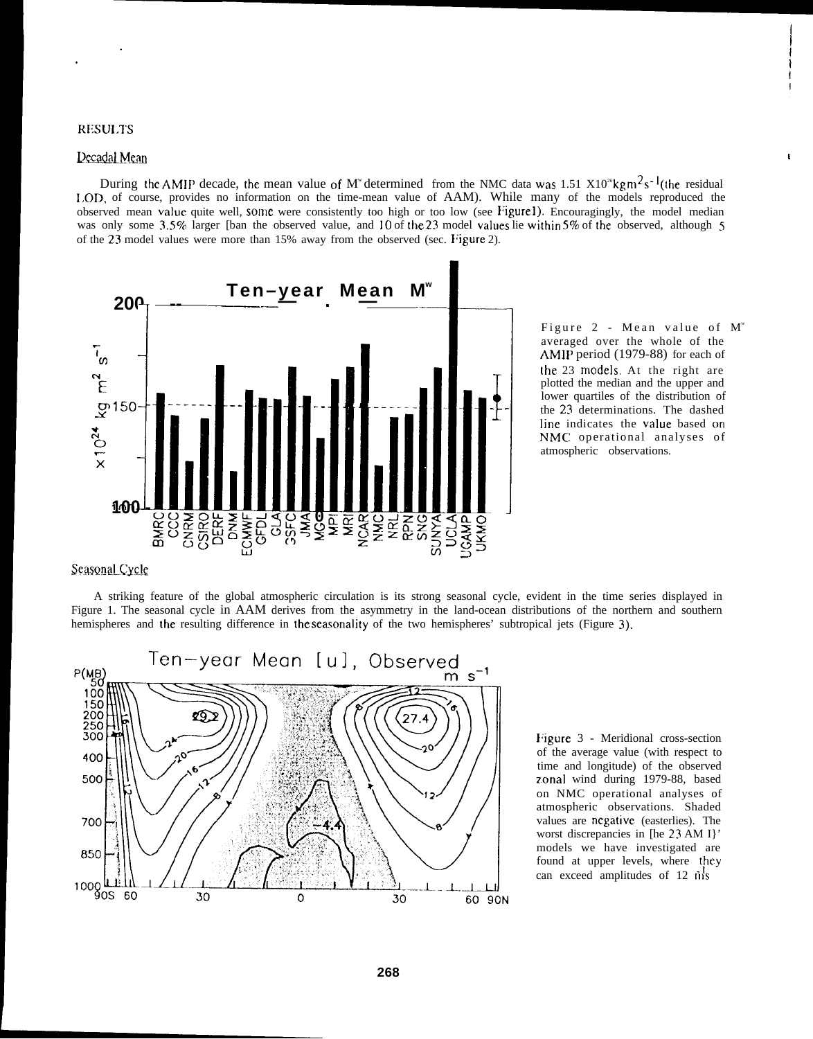## RESULTS

### Decadal Mean

During the AMIP decade, the mean value of $M^w$ determined from the NMC data was 1.51 X$10^{26}$ kg$m^2s^{-1}$(the residual LOD, of course, provides no information on the time-mean value of AAM). While many of the models reproduced the observed mean value quite well, some were consistently too high or too low (see Figure 1). Encouragingly, the model median was only some 3.5% larger [ban the observed value, and 10 of the 23 model values lie within 5% of the observed, although 5 of the 23 model values were more than 15% away from the observed (sec. Figure 2).

Figure 2 - Mean value of $M^w$ averaged over the whole of the AMIP period (1979-88) for each of the 23 models. At the right are plotted the median and the upper and lower quartiles of the distribution of the 23 determinations. The dashed line indicates the value based on NMC operational analyses of atmospheric observations.

### Seasonal Cycle

A striking feature of the global atmospheric circulation is its strong seasonal cycle, evident in the time series displayed in Figure 1. The seasonal cycle in AAM derives from the asymmetry in the land-ocean distributions of the northern and southern hemispheres and the resulting difference in the seasonality of the two hemispheres' subtropical jets (Figure 3).

Figure 3 - Meridional cross-section of the average value (with respect to time and longitude) of the observed zonal wind during 1979-88, based on NMC operational analyses of atmospheric observations. Shaded values are negative (easterlies). The worst discrepancies in [he 23 AM I}' models we have investigated are found at upper levels, where they can exceed amplitudes of 12 m/s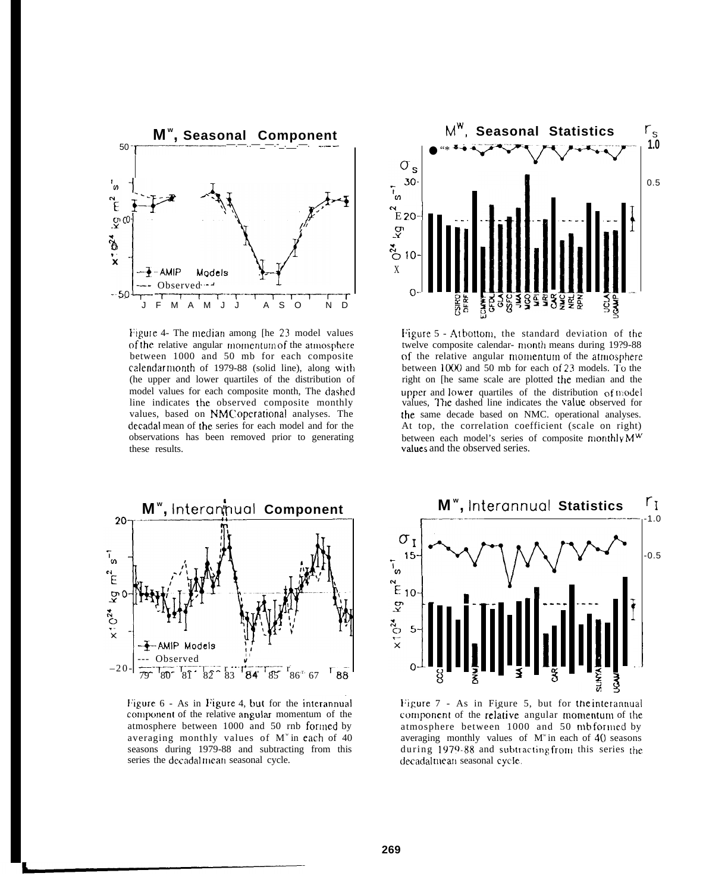Figure 4- The median among the 23 model values of the relative angular momentum of the atmosphere between 1000 and 50 mb for each composite calendar month of 1979-88 (solid line), along with the upper and lower quartiles of the distribution of model values for each composite month. The dashed line indicates the observed composite monthly values, based on NMC operational analyses. The decadal mean of the series for each model and for the observations has been removed prior to generating these results.

Figure 5 - At bottom, the standard deviation of the twelve composite calendar-month means during 1979-88 of the relative angular momentum of the atmosphere between 1000 and 50 mb for each of 23 models. To the right on the same scale are plotted the median and the upper and lower quartiles of the distribution of model values. The dashed line indicates the value observed for the same decade based on NMC operational analyses. At top, the correlation coefficient (scale on right) between each model's series of composite monthly $M^W$ values and the observed series.

Figure 6 - As in Figure 4, but for the interannual component of the relative angular momentum of the atmosphere between 1000 and 50 mb formed by averaging monthly values of $M^w$ in each of 40 seasons during 1979-88 and subtracting from this series the decadal mean seasonal cycle.

Figure 7 - As in Figure 5, but for the interannual component of the relative angular momentum of the atmosphere between 1000 and 50 mb formed by averaging monthly values of $M^w$ in each of 40 seasons during 1979-88 and subtracting from this series the decadal mean seasonal cycle.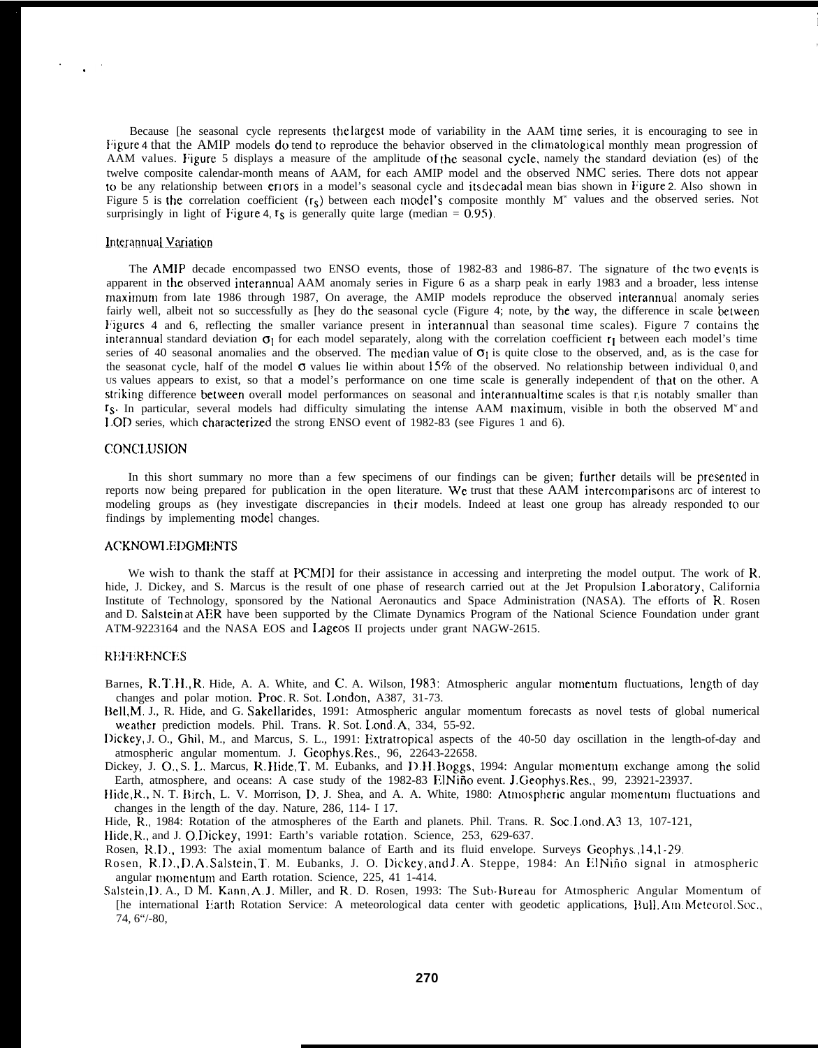Because [he seasonal cycle represents the largest mode of variability in the AAM time series, it is encouraging to see in Figure 4 that the AMIP models do tend to reproduce the behavior observed in the climatological monthly mean progression of AAM values. Figure 5 displays a measure of the amplitude of the seasonal cycle, namely the standard deviation (es) of the twelve composite calendar-month means of AAM, for each AMIP model and the observed NMC series. There dots not appear to be any relationship between errors in a model's seasonal cycle and its decadal mean bias shown in Figure 2. Also shown in Figure 5 is the correlation coefficient ($r_S$) between each model's composite monthly M" values and the observed series. Not surprisingly in light of Figure 4, $r_S$ is generally quite large (median = 0.95).

## Interannual Variation

The AMIP decade encompassed two ENSO events, those of 1982-83 and 1986-87. The signature of the two events is apparent in the observed interannual AAM anomaly series in Figure 6 as a sharp peak in early 1983 and a broader, less intense maximum from late 1986 through 1987, On average, the AMIP models reproduce the observed interannual anomaly series fairly well, albeit not so successfully as [hey do the seasonal cycle (Figure 4; note, by the way, the difference in scale between Figures 4 and 6, reflecting the smaller variance present in interannual than seasonal time scales). Figure 7 contains the interannual standard deviation $\sigma_I$ for each model separately, along with the correlation coefficient $r_I$ between each model's time series of 40 seasonal anomalies and the observed. The median value of $\sigma_I$ is quite close to the observed, and, as is the case for the seasonat cycle, half of the model $\sigma$ values lie within about 15% of the observed. No relationship between individual $\sigma_I$ and $\sigma_S$ values appears to exist, so that a model's performance on one time scale is generally independent of that on the other. A striking difference between overall model performances on seasonal and interannual time scales is that $r_I$ is notably smaller than $r_S$. In particular, several models had difficulty simulating the intense AAM maximum, visible in both the observed M" and LOD series, which characterized the strong ENSO event of 1982-83 (see Figures 1 and 6).

## CONCLUSION

In this short summary no more than a few specimens of our findings can be given; further details will be presented in reports now being prepared for publication in the open literature. We trust that these AAM intercomparisons arc of interest to modeling groups as (hey investigate discrepancies in their models. Indeed at least one group has already responded to our findings by implementing model changes.

## ACKNOWLEDGMENTS

We wish to thank the staff at PCMDI for their assistance in accessing and interpreting the model output. The work of R. hide, J. Dickey, and S. Marcus is the result of one phase of research carried out at the Jet Propulsion Laboratory, California Institute of Technology, sponsored by the National Aeronautics and Space Administration (NASA). The efforts of R. Rosen and D. Salstein at AER have been supported by the Climate Dynamics Program of the National Science Foundation under grant ATM-9223164 and the NASA EOS and Lageos II projects under grant NAGW-2615.

## REFERENCES

Barnes, R.T.H., R. Hide, A. A. White, and C. A. Wilson, 1983: Atmospheric angular momentum fluctuations, length of day changes and polar motion. Proc. R. Sot. London, A387, 31-73.

Bell, M. J., R. Hide, and G. Sakellarides, 1991: Atmospheric angular momentum forecasts as novel tests of global numerical weather prediction models. Phil. Trans. R. Sot. Lond. A, 334, 55-92.

Dickey, J. O., Ghil, M., and Marcus, S. L., 1991: Extratropical aspects of the 40-50 day oscillation in the length-of-day and atmospheric angular momentum. J. Geophys. Res., 96, 22643-22658.

Dickey, J. O., S. L. Marcus, R. Hide, T. M. Eubanks, and D.H. Boggs, 1994: Angular momentum exchange among the solid Earth, atmosphere, and oceans: A case study of the 1982-83 El Niño event. J. Geophys. Res., 99, 23921-23937.

Hide, R., N. T. Birch, L. V. Morrison, D. J. Shea, and A. A. White, 1980: Atmospheric angular momentum fluctuations and changes in the length of the day. Nature, 286, 114- I 17.

Hide, R., 1984: Rotation of the atmospheres of the Earth and planets. Phil. Trans. R. Soc. Lond. A3 13, 107-121,

Hide, R., and J. O. Dickey, 1991: Earth's variable rotation. Science, 253, 629-637.

Rosen, R.D., 1993: The axial momentum balance of Earth and its fluid envelope. Surveys Geophys., 14, 1-29.

Rosen, R.D., D.A. Salstein, T. M. Eubanks, J. O. Dickey, and J.A. Steppe, 1984: An El Niño signal in atmospheric angular momentum and Earth rotation. Science, 225, 41 1-414.

Salstein, D. A., D M. Kann, A.J. Miller, and R. D. Rosen, 1993: The Sub-Bureau for Atmospheric Angular Momentum of [he international Earth Rotation Service: A meteorological data center with geodetic applications, Bull. Am. Meteorol. Soc., 74, 6"/-80,